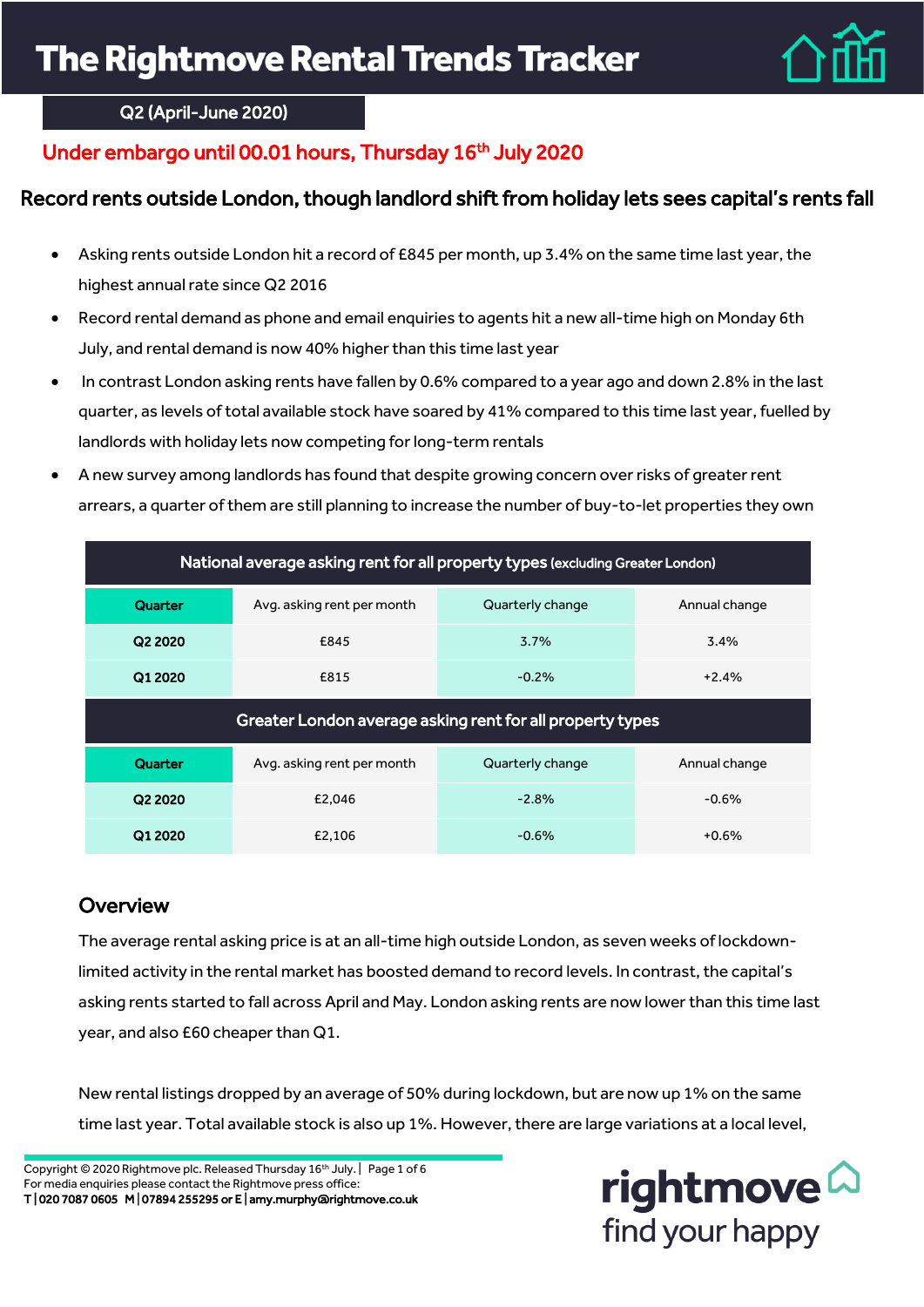# The Rightmove Rental Trends Tracker

Q2 (April-June 2020)

Under embargo until 00.01 hours, Thursday 16th July 2020

## Record rents outside London, though landlord shift from holiday lets sees capital's rents fall

- Asking rents outside London hit a record of £845 per month, up 3.4% on the same time last year, the highest annual rate since Q2 2016
- Record rental demand as phone and email enquiries to agents hit a new all-time high on Monday 6th July, and rental demand is now 40% higher than this time last year
- In contrast London asking rents have fallen by 0.6% compared to a year ago and down 2.8% in the last quarter, as levels of total available stock have soared by 41% compared to this time last year, fuelled by landlords with holiday lets now competing for long-term rentals
- A new survey among landlords has found that despite growing concern over risks of greater rent arrears, a quarter of them are still planning to increase the number of buy-to-let properties they own

| National average asking rent for all property types (excluding Greater London) | | | |
|---|---|---|---|
| **Quarter** | Avg. asking rent per month | Quarterly change | Annual change |
| **Q2 2020** | £845 | 3.7% | 3.4% |
| **Q1 2020** | £815 | -0.2% | +2.4% |

| Greater London average asking rent for all property types | | | |
|---|---|---|---|
| **Quarter** | Avg. asking rent per month | Quarterly change | Annual change |
| **Q2 2020** | £2,046 | -2.8% | -0.6% |
| **Q1 2020** | £2,106 | -0.6% | +0.6% |

## Overview

The average rental asking price is at an all-time high outside London, as seven weeks of lockdown-limited activity in the rental market has boosted demand to record levels. In contrast, the capital's asking rents started to fall across April and May. London asking rents are now lower than this time last year, and also £60 cheaper than Q1.

New rental listings dropped by an average of 50% during lockdown, but are now up 1% on the same time last year. Total available stock is also up 1%. However, there are large variations at a local level,

Copyright © 2020 Rightmove plc. Released Thursday 16th July.
For media enquiries please contact the Rightmove press office:
T | 020 7087 0605 M | 07894 255295 or E | amy.murphy@rightmove.co.uk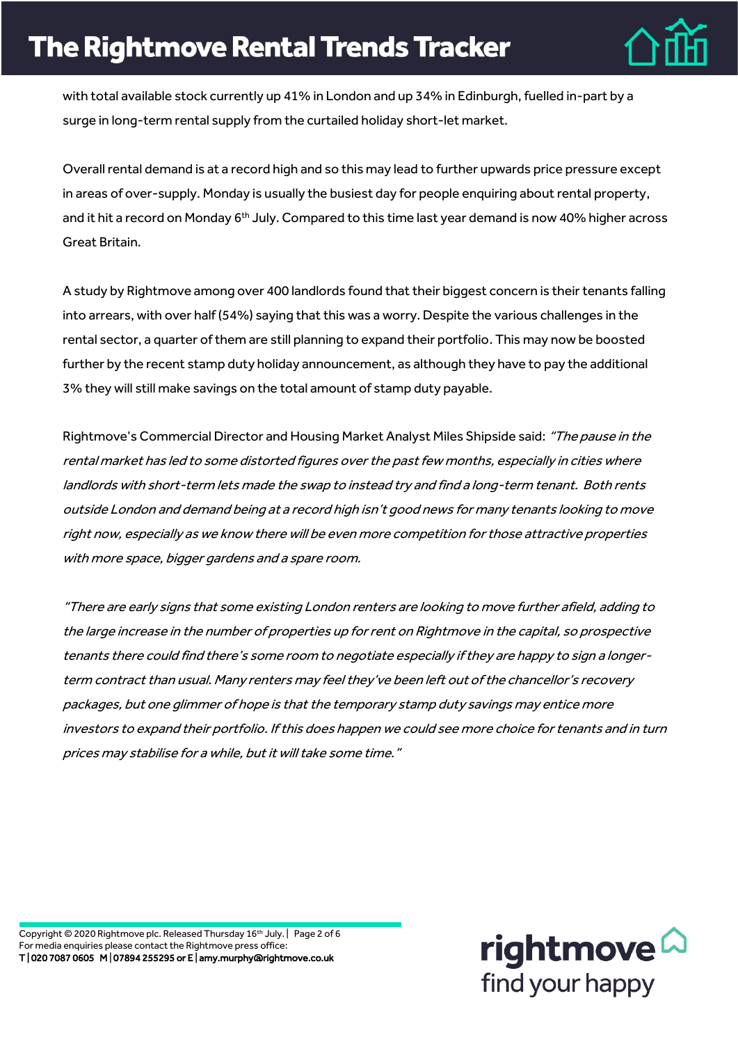with total available stock currently up 41% in London and up 34% in Edinburgh, fuelled in-part by a surge in long-term rental supply from the curtailed holiday short-let market.

Overall rental demand is at a record high and so this may lead to further upwards price pressure except in areas of over-supply. Monday is usually the busiest day for people enquiring about rental property, and it hit a record on Monday 6th July. Compared to this time last year demand is now 40% higher across Great Britain.

A study by Rightmove among over 400 landlords found that their biggest concern is their tenants falling into arrears, with over half (54%) saying that this was a worry. Despite the various challenges in the rental sector, a quarter of them are still planning to expand their portfolio. This may now be boosted further by the recent stamp duty holiday announcement, as although they have to pay the additional 3% they will still make savings on the total amount of stamp duty payable.

Rightmove's Commercial Director and Housing Market Analyst Miles Shipside said: *"The pause in the rental market has led to some distorted figures over the past few months, especially in cities where landlords with short-term lets made the swap to instead try and find a long-term tenant. Both rents outside London and demand being at a record high isn't good news for many tenants looking to move right now, especially as we know there will be even more competition for those attractive properties with more space, bigger gardens and a spare room.*

*"There are early signs that some existing London renters are looking to move further afield, adding to the large increase in the number of properties up for rent on Rightmove in the capital, so prospective tenants there could find there's some room to negotiate especially if they are happy to sign a longer-term contract than usual. Many renters may feel they've been left out of the chancellor's recovery packages, but one glimmer of hope is that the temporary stamp duty savings may entice more investors to expand their portfolio. If this does happen we could see more choice for tenants and in turn prices may stabilise for a while, but it will take some time."*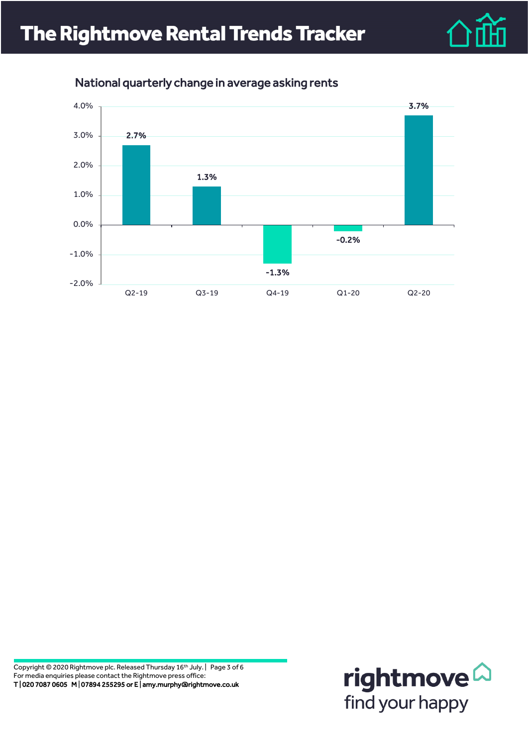National quarterly change in average asking rents

| Quarter | Change |
| --- | --- |
| Q2-19 | 2.7% |
| Q3-19 | 1.3% |
| Q4-19 | -1.3% |
| Q1-20 | -0.2% |
| Q2-20 | 3.7% |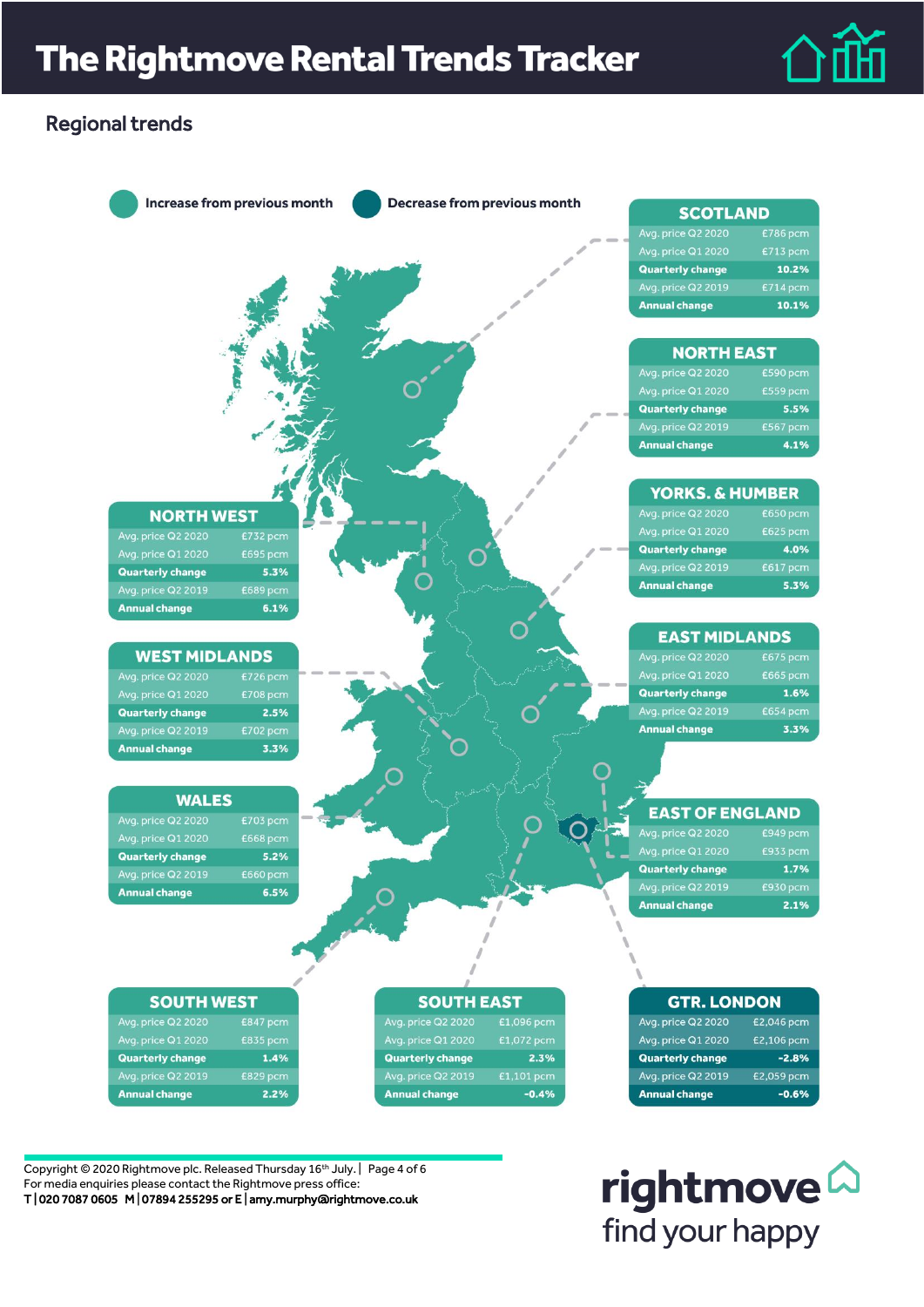# The Rightmove Rental Trends Tracker

## Regional trends

Increase from previous month | Decrease from previous month

### SCOTLAND

| | |
|---|---|
| Avg. price Q2 2020 | £786 pcm |
| Avg. price Q1 2020 | £713 pcm |
| **Quarterly change** | **10.2%** |
| Avg. price Q2 2019 | £714 pcm |
| **Annual change** | **10.1%** |

### NORTH EAST

| | |
|---|---|
| Avg. price Q2 2020 | £590 pcm |
| Avg. price Q1 2020 | £559 pcm |
| **Quarterly change** | **5.5%** |
| Avg. price Q2 2019 | £567 pcm |
| **Annual change** | **4.1%** |

### YORKS. & HUMBER

| | |
|---|---|
| Avg. price Q2 2020 | £650 pcm |
| Avg. price Q1 2020 | £625 pcm |
| **Quarterly change** | **4.0%** |
| Avg. price Q2 2019 | £617 pcm |
| **Annual change** | **5.3%** |

### EAST MIDLANDS

| | |
|---|---|
| Avg. price Q2 2020 | £675 pcm |
| Avg. price Q1 2020 | £665 pcm |
| **Quarterly change** | **1.6%** |
| Avg. price Q2 2019 | £654 pcm |
| **Annual change** | **3.3%** |

### EAST OF ENGLAND

| | |
|---|---|
| Avg. price Q2 2020 | £949 pcm |
| Avg. price Q1 2020 | £933 pcm |
| **Quarterly change** | **1.7%** |
| Avg. price Q2 2019 | £930 pcm |
| **Annual change** | **2.1%** |

### NORTH WEST

| | |
|---|---|
| Avg. price Q2 2020 | £732 pcm |
| Avg. price Q1 2020 | £695 pcm |
| **Quarterly change** | **5.3%** |
| Avg. price Q2 2019 | £689 pcm |
| **Annual change** | **6.1%** |

### WEST MIDLANDS

| | |
|---|---|
| Avg. price Q2 2020 | £726 pcm |
| Avg. price Q1 2020 | £708 pcm |
| **Quarterly change** | **2.5%** |
| Avg. price Q2 2019 | £702 pcm |
| **Annual change** | **3.3%** |

### WALES

| | |
|---|---|
| Avg. price Q2 2020 | £703 pcm |
| Avg. price Q1 2020 | £668 pcm |
| **Quarterly change** | **5.2%** |
| Avg. price Q2 2019 | £660 pcm |
| **Annual change** | **6.5%** |

### SOUTH WEST

| | |
|---|---|
| Avg. price Q2 2020 | £847 pcm |
| Avg. price Q1 2020 | £835 pcm |
| **Quarterly change** | **1.4%** |
| Avg. price Q2 2019 | £829 pcm |
| **Annual change** | **2.2%** |

### SOUTH EAST

| | |
|---|---|
| Avg. price Q2 2020 | £1,096 pcm |
| Avg. price Q1 2020 | £1,072 pcm |
| **Quarterly change** | **2.3%** |
| Avg. price Q2 2019 | £1,101 pcm |
| **Annual change** | **-0.4%** |

### GTR. LONDON

| | |
|---|---|
| Avg. price Q2 2020 | £2,046 pcm |
| Avg. price Q1 2020 | £2,106 pcm |
| **Quarterly change** | **-2.8%** |
| Avg. price Q2 2019 | £2,059 pcm |
| **Annual change** | **-0.6%** |

Copyright © 2020 Rightmove plc. Released Thursday 16th July.
For media enquiries please contact the Rightmove press office:
**T | 020 7087 0605 M | 07894 255295 or E | amy.murphy@rightmove.co.uk**

rightmove
find your happy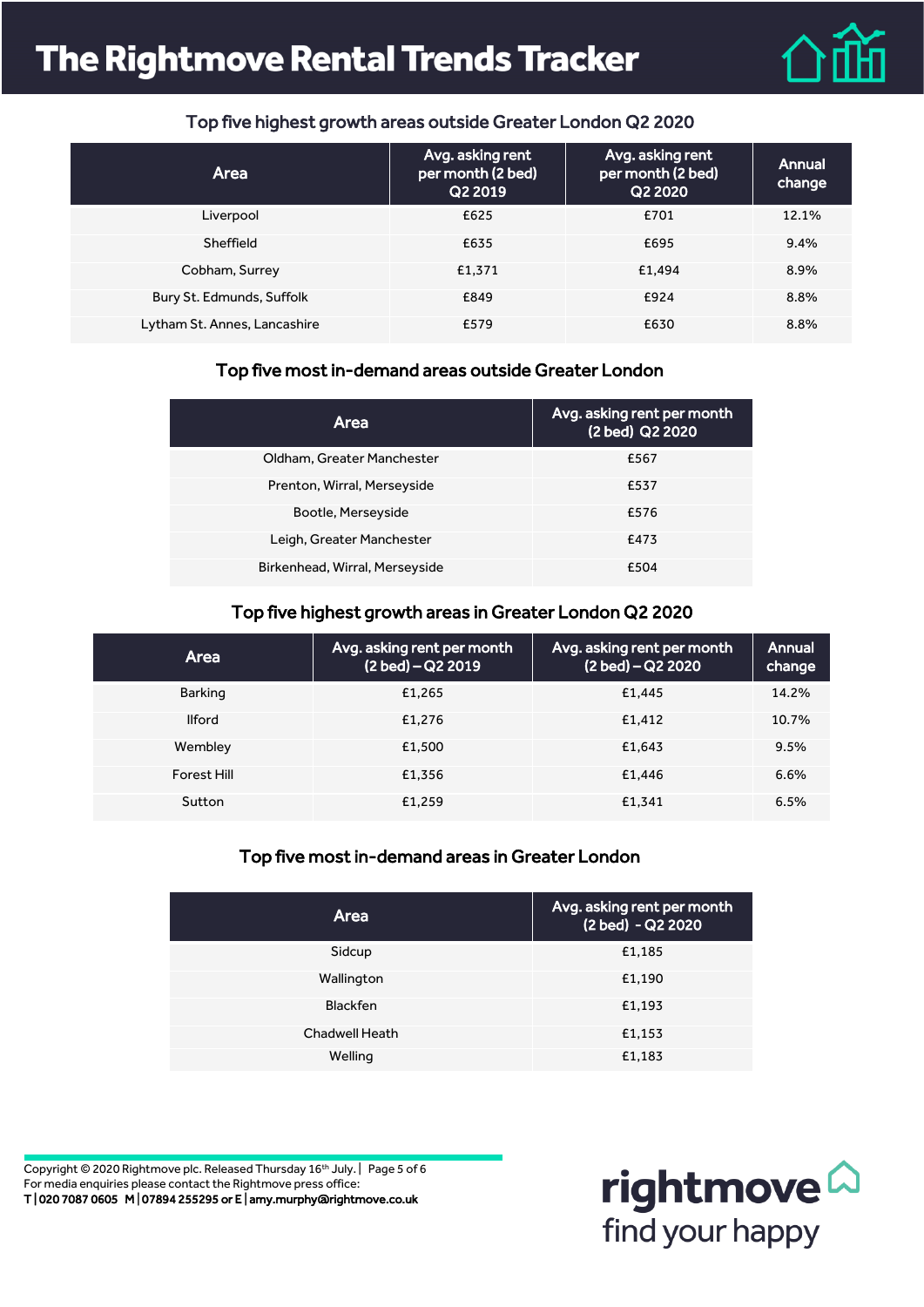# The Rightmove Rental Trends Tracker

### Top five highest growth areas outside Greater London Q2 2020

| Area | Avg. asking rent per month (2 bed) Q2 2019 | Avg. asking rent per month (2 bed) Q2 2020 | Annual change |
|---|---|---|---|
| Liverpool | £625 | £701 | 12.1% |
| Sheffield | £635 | £695 | 9.4% |
| Cobham, Surrey | £1,371 | £1,494 | 8.9% |
| Bury St. Edmunds, Suffolk | £849 | £924 | 8.8% |
| Lytham St. Annes, Lancashire | £579 | £630 | 8.8% |

### Top five most in-demand areas outside Greater London

| Area | Avg. asking rent per month (2 bed) Q2 2020 |
|---|---|
| Oldham, Greater Manchester | £567 |
| Prenton, Wirral, Merseyside | £537 |
| Bootle, Merseyside | £576 |
| Leigh, Greater Manchester | £473 |
| Birkenhead, Wirral, Merseyside | £504 |

### Top five highest growth areas in Greater London Q2 2020

| Area | Avg. asking rent per month (2 bed) – Q2 2019 | Avg. asking rent per month (2 bed) – Q2 2020 | Annual change |
|---|---|---|---|
| Barking | £1,265 | £1,445 | 14.2% |
| Ilford | £1,276 | £1,412 | 10.7% |
| Wembley | £1,500 | £1,643 | 9.5% |
| Forest Hill | £1,356 | £1,446 | 6.6% |
| Sutton | £1,259 | £1,341 | 6.5% |

### Top five most in-demand areas in Greater London

| Area | Avg. asking rent per month (2 bed) - Q2 2020 |
|---|---|
| Sidcup | £1,185 |
| Wallington | £1,190 |
| Blackfen | £1,193 |
| Chadwell Heath | £1,153 |
| Welling | £1,183 |

Copyright © 2020 Rightmove plc. Released Thursday 16th July.
For media enquiries please contact the Rightmove press office:
**T | 020 7087 0605 M | 07894 255295 or E | amy.murphy@rightmove.co.uk**

rightmove
find your happy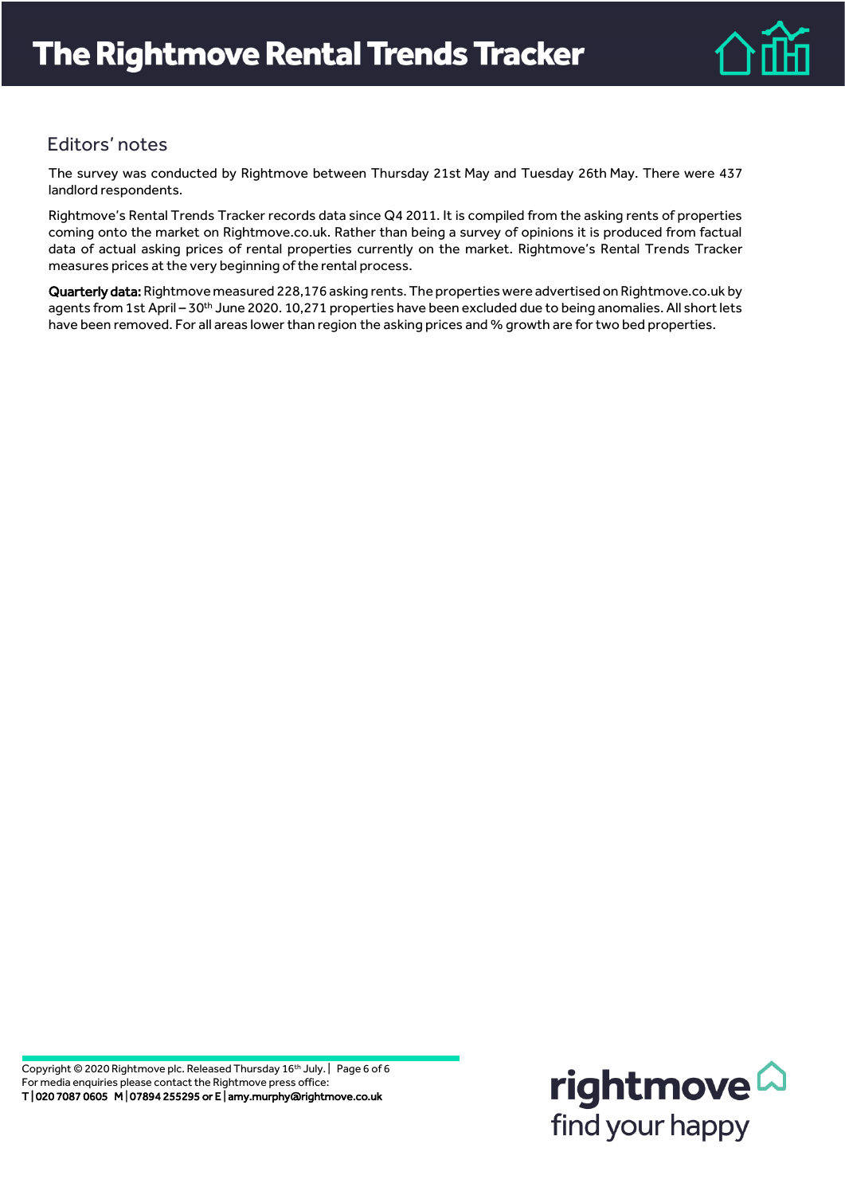## Editors' notes

The survey was conducted by Rightmove between Thursday 21st May and Tuesday 26th May. There were 437 landlord respondents.

Rightmove's Rental Trends Tracker records data since Q4 2011. It is compiled from the asking rents of properties coming onto the market on Rightmove.co.uk. Rather than being a survey of opinions it is produced from factual data of actual asking prices of rental properties currently on the market. Rightmove's Rental Trends Tracker measures prices at the very beginning of the rental process.

**Quarterly data:** Rightmove measured 228,176 asking rents. The properties were advertised on Rightmove.co.uk by agents from 1st April – 30th June 2020. 10,271 properties have been excluded due to being anomalies. All short lets have been removed. For all areas lower than region the asking prices and % growth are for two bed properties.